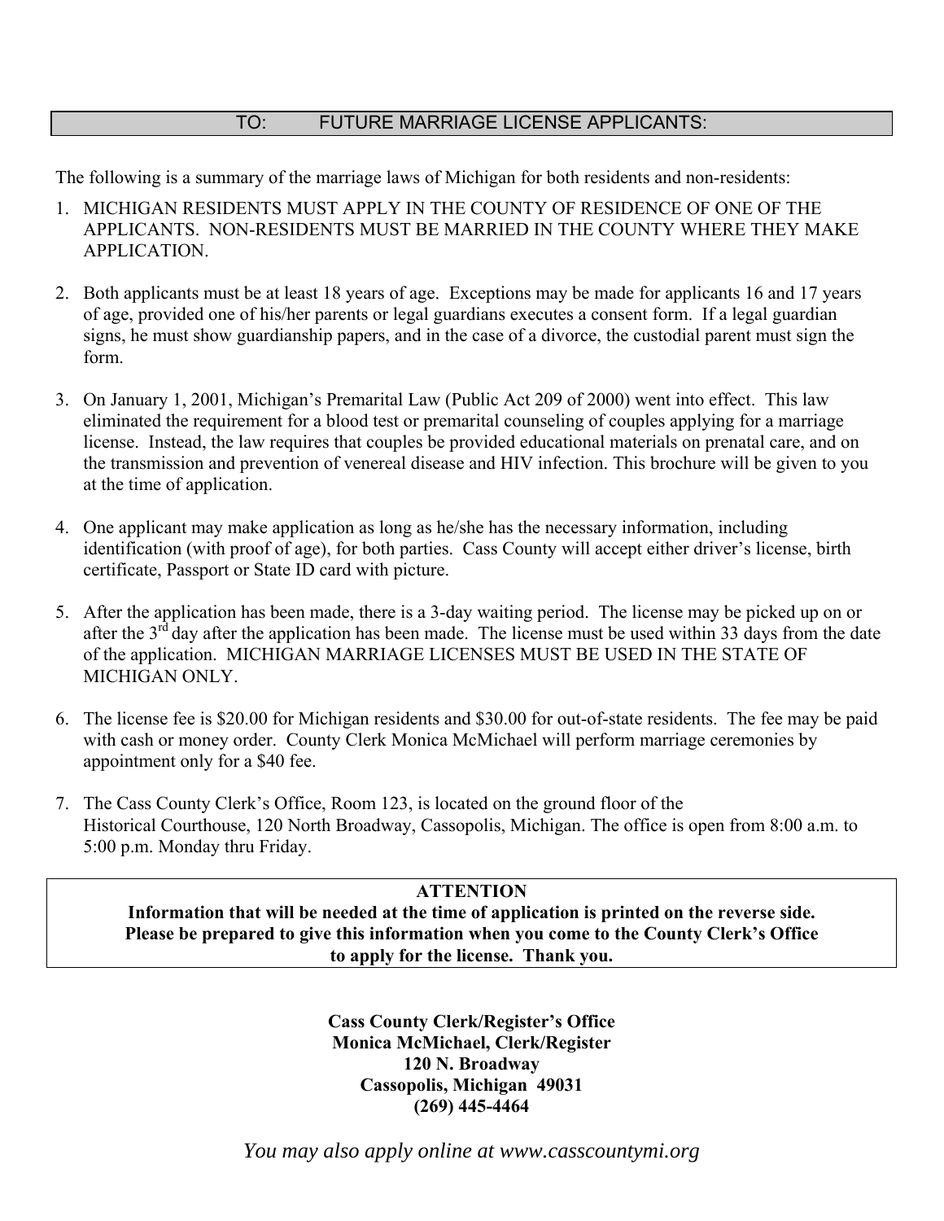## TO: FUTURE MARRIAGE LICENSE APPLICANTS:

The following is a summary of the marriage laws of Michigan for both residents and non-residents:

1. MICHIGAN RESIDENTS MUST APPLY IN THE COUNTY OF RESIDENCE OF ONE OF THE APPLICANTS. NON-RESIDENTS MUST BE MARRIED IN THE COUNTY WHERE THEY MAKE APPLICATION.

2. Both applicants must be at least 18 years of age. Exceptions may be made for applicants 16 and 17 years of age, provided one of his/her parents or legal guardians executes a consent form. If a legal guardian signs, he must show guardianship papers, and in the case of a divorce, the custodial parent must sign the form.

3. On January 1, 2001, Michigan's Premarital Law (Public Act 209 of 2000) went into effect. This law eliminated the requirement for a blood test or premarital counseling of couples applying for a marriage license. Instead, the law requires that couples be provided educational materials on prenatal care, and on the transmission and prevention of venereal disease and HIV infection. This brochure will be given to you at the time of application.

4. One applicant may make application as long as he/she has the necessary information, including identification (with proof of age), for both parties. Cass County will accept either driver's license, birth certificate, Passport or State ID card with picture.

5. After the application has been made, there is a 3-day waiting period. The license may be picked up on or after the 3rd day after the application has been made. The license must be used within 33 days from the date of the application. MICHIGAN MARRIAGE LICENSES MUST BE USED IN THE STATE OF MICHIGAN ONLY.

6. The license fee is $20.00 for Michigan residents and $30.00 for out-of-state residents. The fee may be paid with cash or money order. County Clerk Monica McMichael will perform marriage ceremonies by appointment only for a $40 fee.

7. The Cass County Clerk's Office, Room 123, is located on the ground floor of the Historical Courthouse, 120 North Broadway, Cassopolis, Michigan. The office is open from 8:00 a.m. to 5:00 p.m. Monday thru Friday.

**ATTENTION**
**Information that will be needed at the time of application is printed on the reverse side. Please be prepared to give this information when you come to the County Clerk's Office to apply for the license. Thank you.**

**Cass County Clerk/Register's Office**
**Monica McMichael, Clerk/Register**
**120 N. Broadway**
**Cassopolis, Michigan 49031**
**(269) 445-4464**

*You may also apply online at www.casscountymi.org*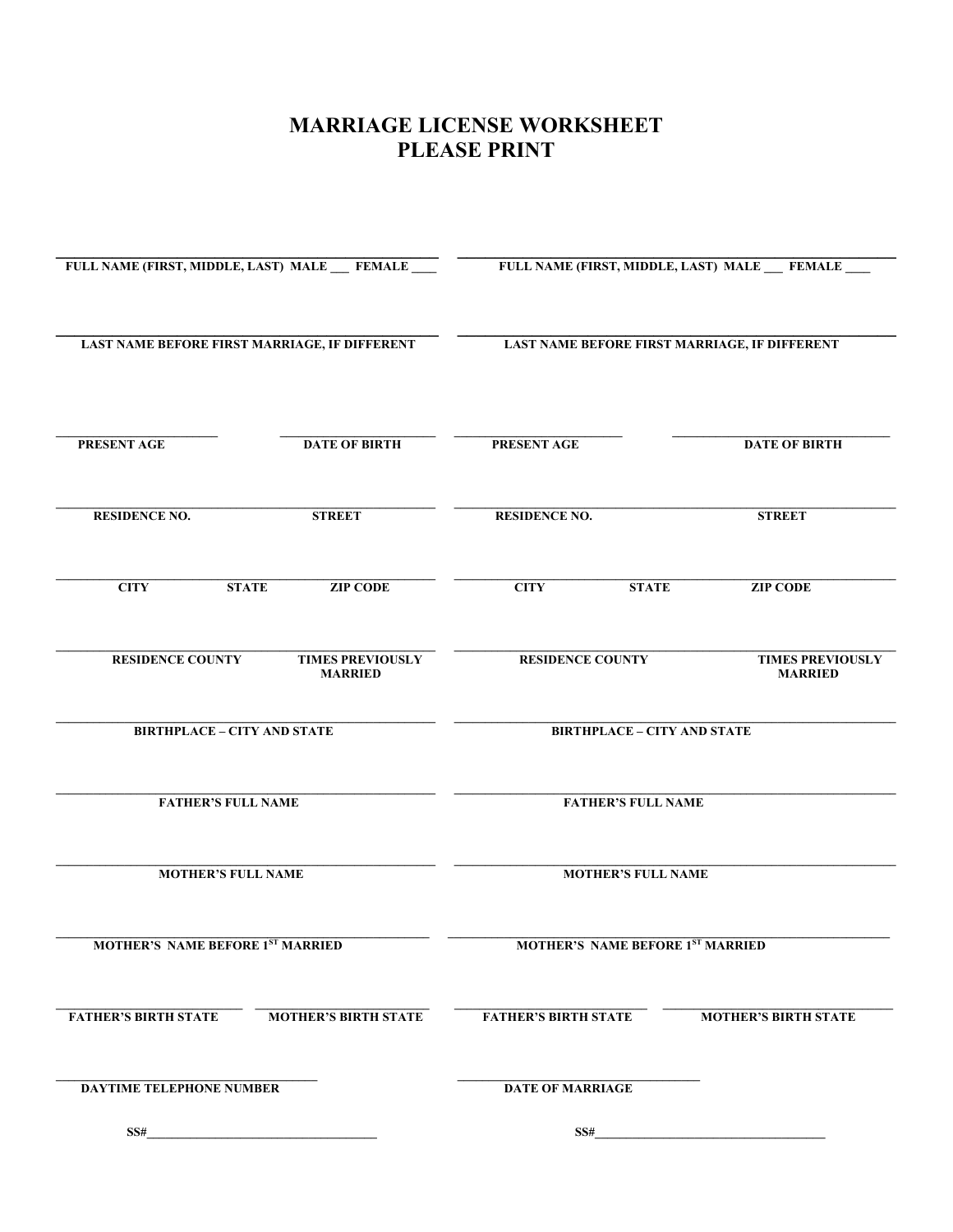# MARRIAGE LICENSE WORKSHEET
# PLEASE PRINT

| | |
|---|---|
| FULL NAME (FIRST, MIDDLE, LAST) MALE ___ FEMALE ____ | FULL NAME (FIRST, MIDDLE, LAST) MALE ___ FEMALE ____ |
| LAST NAME BEFORE FIRST MARRIAGE, IF DIFFERENT | LAST NAME BEFORE FIRST MARRIAGE, IF DIFFERENT |
| PRESENT AGE / DATE OF BIRTH | PRESENT AGE / DATE OF BIRTH |
| RESIDENCE NO. / STREET | RESIDENCE NO. / STREET |
| CITY / STATE / ZIP CODE | CITY / STATE / ZIP CODE |
| RESIDENCE COUNTY / TIMES PREVIOUSLY MARRIED | RESIDENCE COUNTY / TIMES PREVIOUSLY MARRIED |
| BIRTHPLACE – CITY AND STATE | BIRTHPLACE – CITY AND STATE |
| FATHER'S FULL NAME | FATHER'S FULL NAME |
| MOTHER'S FULL NAME | MOTHER'S FULL NAME |
| MOTHER'S NAME BEFORE 1ST MARRIED | MOTHER'S NAME BEFORE 1ST MARRIED |
| FATHER'S BIRTH STATE / MOTHER'S BIRTH STATE | FATHER'S BIRTH STATE / MOTHER'S BIRTH STATE |
| DAYTIME TELEPHONE NUMBER | DATE OF MARRIAGE |
| SS#_______________ | SS#_______________ |